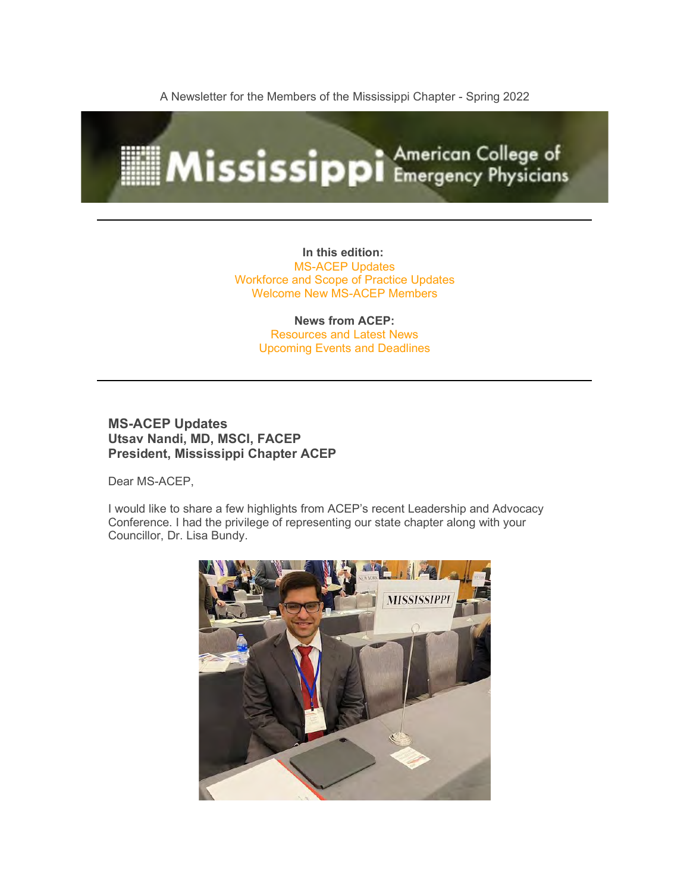A Newsletter for the Members of the Mississippi Chapter - Spring 2022

# Mississippi American College of Emergency Physicians

---

**In this edition:**

MS-ACEP Updates
Workforce and Scope of Practice Updates
Welcome New MS-ACEP Members

**News from ACEP:**

Resources and Latest News
Upcoming Events and Deadlines

---

## MS-ACEP Updates
**Utsav Nandi, MD, MSCI, FACEP**
**President, Mississippi Chapter ACEP**

Dear MS-ACEP,

I would like to share a few highlights from ACEP's recent Leadership and Advocacy Conference. I had the privilege of representing our state chapter along with your Councillor, Dr. Lisa Bundy.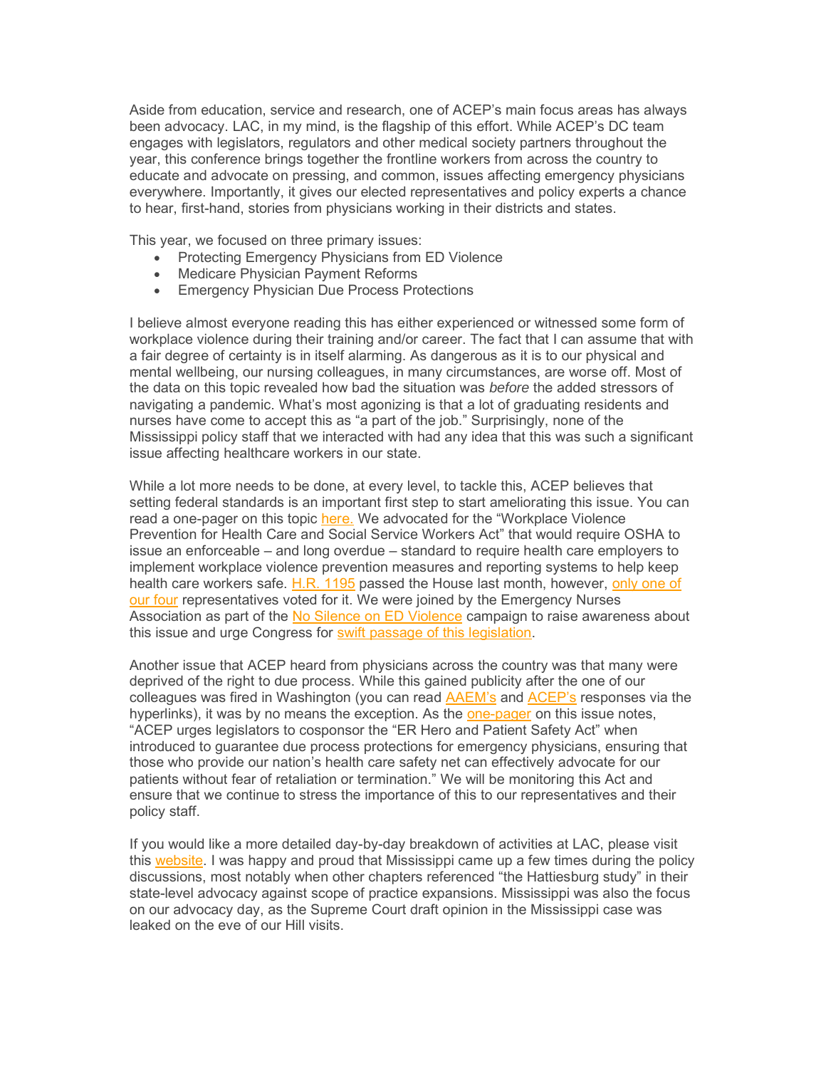Aside from education, service and research, one of ACEP's main focus areas has always been advocacy. LAC, in my mind, is the flagship of this effort. While ACEP's DC team engages with legislators, regulators and other medical society partners throughout the year, this conference brings together the frontline workers from across the country to educate and advocate on pressing, and common, issues affecting emergency physicians everywhere. Importantly, it gives our elected representatives and policy experts a chance to hear, first-hand, stories from physicians working in their districts and states.

This year, we focused on three primary issues:

- Protecting Emergency Physicians from ED Violence
- Medicare Physician Payment Reforms
- Emergency Physician Due Process Protections

I believe almost everyone reading this has either experienced or witnessed some form of workplace violence during their training and/or career. The fact that I can assume that with a fair degree of certainty is in itself alarming. As dangerous as it is to our physical and mental wellbeing, our nursing colleagues, in many circumstances, are worse off. Most of the data on this topic revealed how bad the situation was *before* the added stressors of navigating a pandemic. What's most agonizing is that a lot of graduating residents and nurses have come to accept this as "a part of the job." Surprisingly, none of the Mississippi policy staff that we interacted with had any idea that this was such a significant issue affecting healthcare workers in our state.

While a lot more needs to be done, at every level, to tackle this, ACEP believes that setting federal standards is an important first step to start ameliorating this issue. You can read a one-pager on this topic here. We advocated for the "Workplace Violence Prevention for Health Care and Social Service Workers Act" that would require OSHA to issue an enforceable – and long overdue – standard to require health care employers to implement workplace violence prevention measures and reporting systems to help keep health care workers safe. H.R. 1195 passed the House last month, however, only one of our four representatives voted for it. We were joined by the Emergency Nurses Association as part of the No Silence on ED Violence campaign to raise awareness about this issue and urge Congress for swift passage of this legislation.

Another issue that ACEP heard from physicians across the country was that many were deprived of the right to due process. While this gained publicity after the one of our colleagues was fired in Washington (you can read AAEM's and ACEP's responses via the hyperlinks), it was by no means the exception. As the one-pager on this issue notes, "ACEP urges legislators to cosponsor the "ER Hero and Patient Safety Act" when introduced to guarantee due process protections for emergency physicians, ensuring that those who provide our nation's health care safety net can effectively advocate for our patients without fear of retaliation or termination." We will be monitoring this Act and ensure that we continue to stress the importance of this to our representatives and their policy staff.

If you would like a more detailed day-by-day breakdown of activities at LAC, please visit this website. I was happy and proud that Mississippi came up a few times during the policy discussions, most notably when other chapters referenced "the Hattiesburg study" in their state-level advocacy against scope of practice expansions. Mississippi was also the focus on our advocacy day, as the Supreme Court draft opinion in the Mississippi case was leaked on the eve of our Hill visits.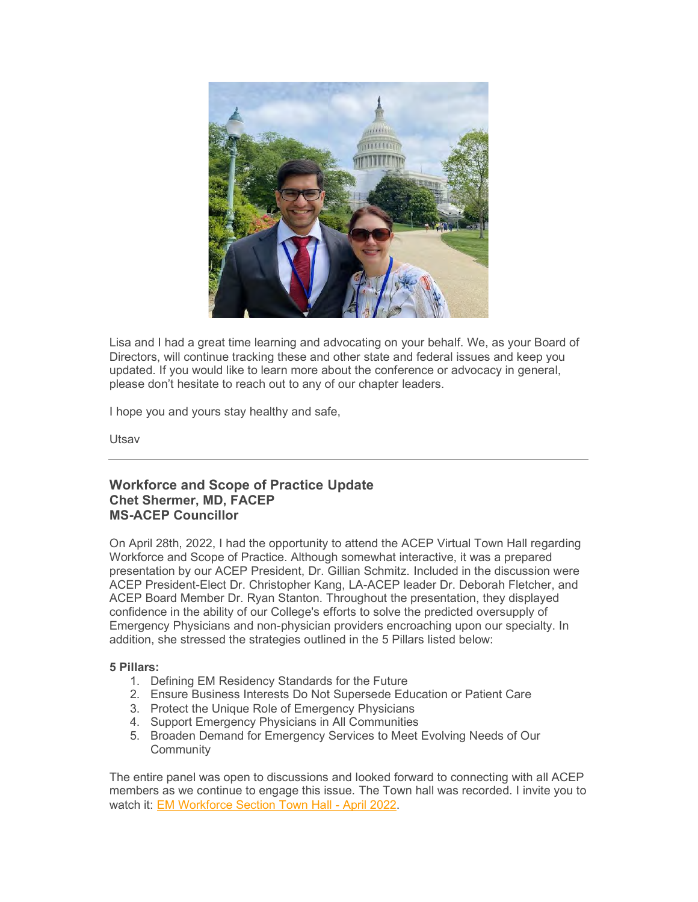Lisa and I had a great time learning and advocating on your behalf. We, as your Board of Directors, will continue tracking these and other state and federal issues and keep you updated. If you would like to learn more about the conference or advocacy in general, please don't hesitate to reach out to any of our chapter leaders.

I hope you and yours stay healthy and safe,

Utsav

---

### Workforce and Scope of Practice Update
**Chet Shermer, MD, FACEP**
**MS-ACEP Councillor**

On April 28th, 2022, I had the opportunity to attend the ACEP Virtual Town Hall regarding Workforce and Scope of Practice. Although somewhat interactive, it was a prepared presentation by our ACEP President, Dr. Gillian Schmitz. Included in the discussion were ACEP President-Elect Dr. Christopher Kang, LA-ACEP leader Dr. Deborah Fletcher, and ACEP Board Member Dr. Ryan Stanton. Throughout the presentation, they displayed confidence in the ability of our College's efforts to solve the predicted oversupply of Emergency Physicians and non-physician providers encroaching upon our specialty. In addition, she stressed the strategies outlined in the 5 Pillars listed below:

**5 Pillars:**

1. Defining EM Residency Standards for the Future
2. Ensure Business Interests Do Not Supersede Education or Patient Care
3. Protect the Unique Role of Emergency Physicians
4. Support Emergency Physicians in All Communities
5. Broaden Demand for Emergency Services to Meet Evolving Needs of Our Community

The entire panel was open to discussions and looked forward to connecting with all ACEP members as we continue to engage this issue. The Town hall was recorded. I invite you to watch it: EM Workforce Section Town Hall - April 2022.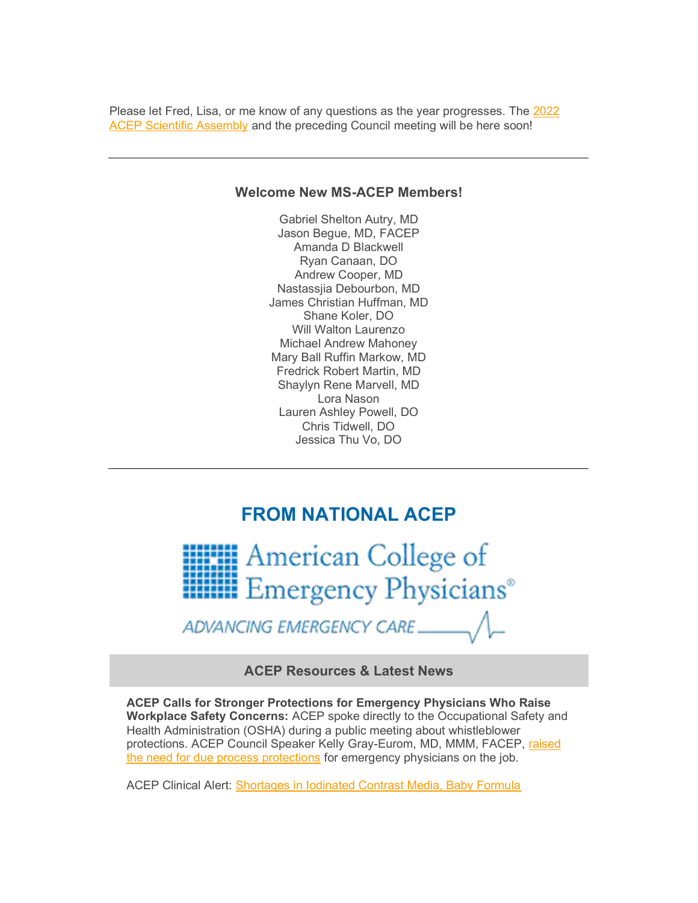Please let Fred, Lisa, or me know of any questions as the year progresses. The 2022 ACEP Scientific Assembly and the preceding Council meeting will be here soon!

---

### Welcome New MS-ACEP Members!

Gabriel Shelton Autry, MD
Jason Begue, MD, FACEP
Amanda D Blackwell
Ryan Canaan, DO
Andrew Cooper, MD
Nastassjia Debourbon, MD
James Christian Huffman, MD
Shane Koler, DO
Will Walton Laurenzo
Michael Andrew Mahoney
Mary Ball Ruffin Markow, MD
Fredrick Robert Martin, MD
Shaylyn Rene Marvell, MD
Lora Nason
Lauren Ashley Powell, DO
Chris Tidwell, DO
Jessica Thu Vo, DO

---

## FROM NATIONAL ACEP

American College of Emergency Physicians®

ADVANCING EMERGENCY CARE

### ACEP Resources & Latest News

**ACEP Calls for Stronger Protections for Emergency Physicians Who Raise Workplace Safety Concerns:** ACEP spoke directly to the Occupational Safety and Health Administration (OSHA) during a public meeting about whistleblower protections. ACEP Council Speaker Kelly Gray-Eurom, MD, MMM, FACEP, raised the need for due process protections for emergency physicians on the job.

ACEP Clinical Alert: Shortages in Iodinated Contrast Media, Baby Formula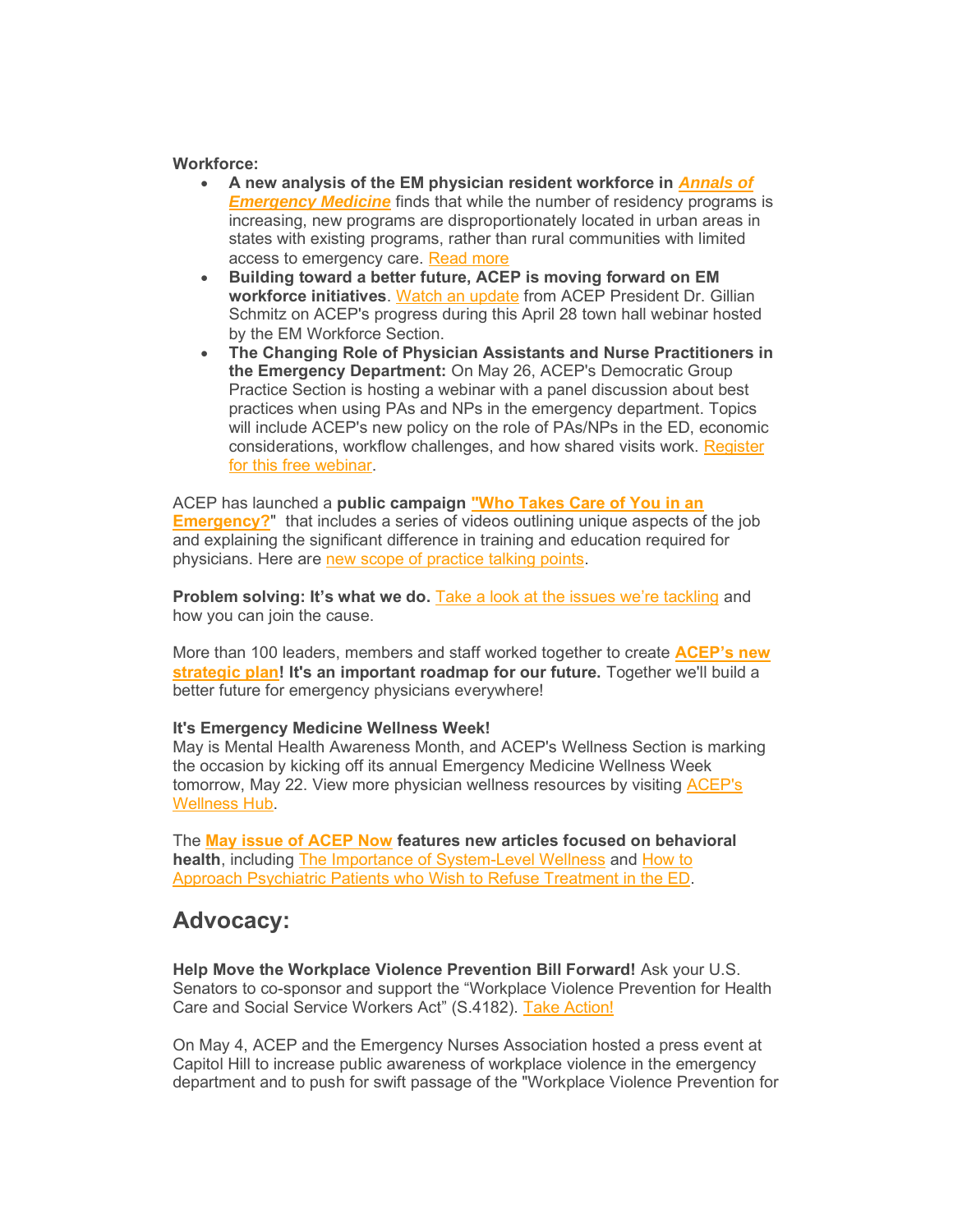**Workforce:**

- **A new analysis of the EM physician resident workforce in *Annals of Emergency Medicine*** finds that while the number of residency programs is increasing, new programs are disproportionately located in urban areas in states with existing programs, rather than rural communities with limited access to emergency care. Read more
- **Building toward a better future, ACEP is moving forward on EM workforce initiatives**. Watch an update from ACEP President Dr. Gillian Schmitz on ACEP's progress during this April 28 town hall webinar hosted by the EM Workforce Section.
- **The Changing Role of Physician Assistants and Nurse Practitioners in the Emergency Department:** On May 26, ACEP's Democratic Group Practice Section is hosting a webinar with a panel discussion about best practices when using PAs and NPs in the emergency department. Topics will include ACEP's new policy on the role of PAs/NPs in the ED, economic considerations, workflow challenges, and how shared visits work. Register for this free webinar.

ACEP has launched a **public campaign "Who Takes Care of You in an Emergency?"** that includes a series of videos outlining unique aspects of the job and explaining the significant difference in training and education required for physicians. Here are new scope of practice talking points.

**Problem solving: It's what we do.** Take a look at the issues we're tackling and how you can join the cause.

More than 100 leaders, members and staff worked together to create **ACEP's new strategic plan! It's an important roadmap for our future.** Together we'll build a better future for emergency physicians everywhere!

**It's Emergency Medicine Wellness Week!**
May is Mental Health Awareness Month, and ACEP's Wellness Section is marking the occasion by kicking off its annual Emergency Medicine Wellness Week tomorrow, May 22. View more physician wellness resources by visiting ACEP's Wellness Hub.

The **May issue of ACEP Now features new articles focused on behavioral health**, including The Importance of System-Level Wellness and How to Approach Psychiatric Patients who Wish to Refuse Treatment in the ED.

## Advocacy:

**Help Move the Workplace Violence Prevention Bill Forward!** Ask your U.S. Senators to co-sponsor and support the "Workplace Violence Prevention for Health Care and Social Service Workers Act" (S.4182). Take Action!

On May 4, ACEP and the Emergency Nurses Association hosted a press event at Capitol Hill to increase public awareness of workplace violence in the emergency department and to push for swift passage of the "Workplace Violence Prevention for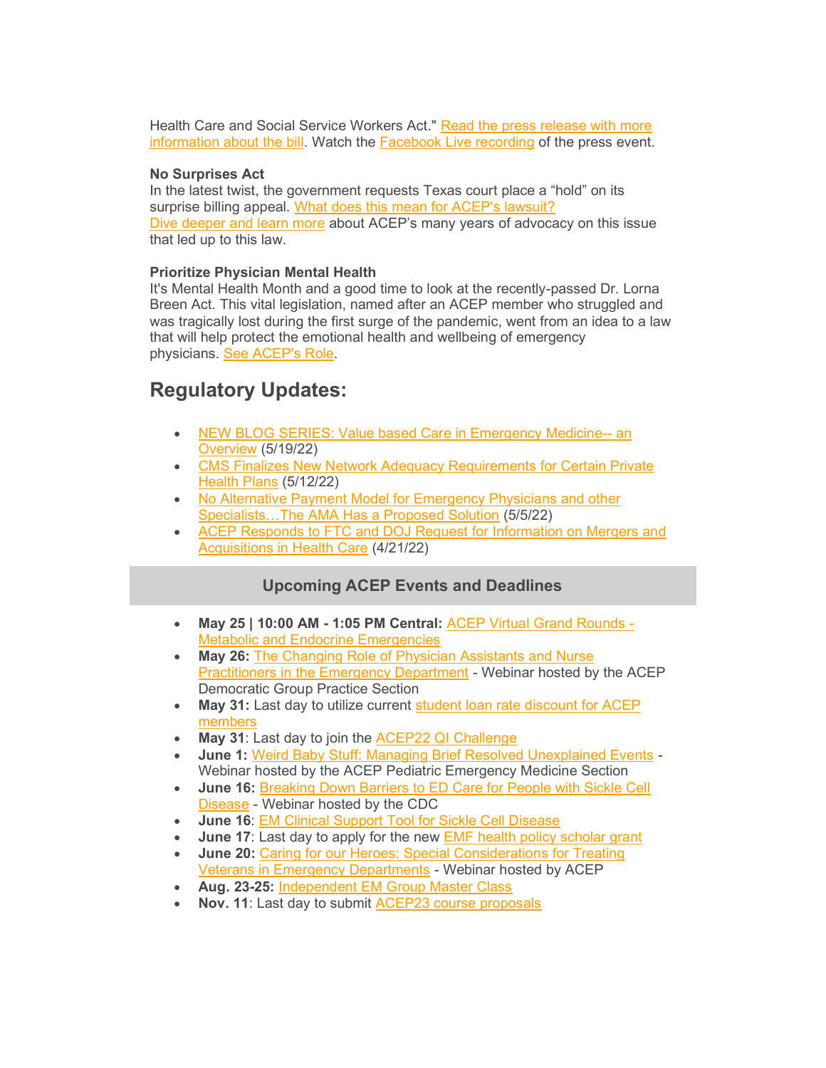Health Care and Social Service Workers Act." Read the press release with more information about the bill. Watch the Facebook Live recording of the press event.

**No Surprises Act**
In the latest twist, the government requests Texas court place a "hold" on its surprise billing appeal. What does this mean for ACEP's lawsuit?
Dive deeper and learn more about ACEP's many years of advocacy on this issue that led up to this law.

**Prioritize Physician Mental Health**
It's Mental Health Month and a good time to look at the recently-passed Dr. Lorna Breen Act. This vital legislation, named after an ACEP member who struggled and was tragically lost during the first surge of the pandemic, went from an idea to a law that will help protect the emotional health and wellbeing of emergency physicians. See ACEP's Role.

## Regulatory Updates:

- NEW BLOG SERIES: Value based Care in Emergency Medicine-- an Overview (5/19/22)
- CMS Finalizes New Network Adequacy Requirements for Certain Private Health Plans (5/12/22)
- No Alternative Payment Model for Emergency Physicians and other Specialists…The AMA Has a Proposed Solution (5/5/22)
- ACEP Responds to FTC and DOJ Request for Information on Mergers and Acquisitions in Health Care (4/21/22)

### Upcoming ACEP Events and Deadlines

- **May 25 | 10:00 AM - 1:05 PM Central:** ACEP Virtual Grand Rounds - Metabolic and Endocrine Emergencies
- **May 26:** The Changing Role of Physician Assistants and Nurse Practitioners in the Emergency Department - Webinar hosted by the ACEP Democratic Group Practice Section
- **May 31:** Last day to utilize current student loan rate discount for ACEP members
- **May 31**: Last day to join the ACEP22 QI Challenge
- **June 1:** Weird Baby Stuff: Managing Brief Resolved Unexplained Events - Webinar hosted by the ACEP Pediatric Emergency Medicine Section
- **June 16:** Breaking Down Barriers to ED Care for People with Sickle Cell Disease - Webinar hosted by the CDC
- **June 16**: EM Clinical Support Tool for Sickle Cell Disease
- **June 17**: Last day to apply for the new EMF health policy scholar grant
- **June 20:** Caring for our Heroes: Special Considerations for Treating Veterans in Emergency Departments - Webinar hosted by ACEP
- **Aug. 23-25:** Independent EM Group Master Class
- **Nov. 11**: Last day to submit ACEP23 course proposals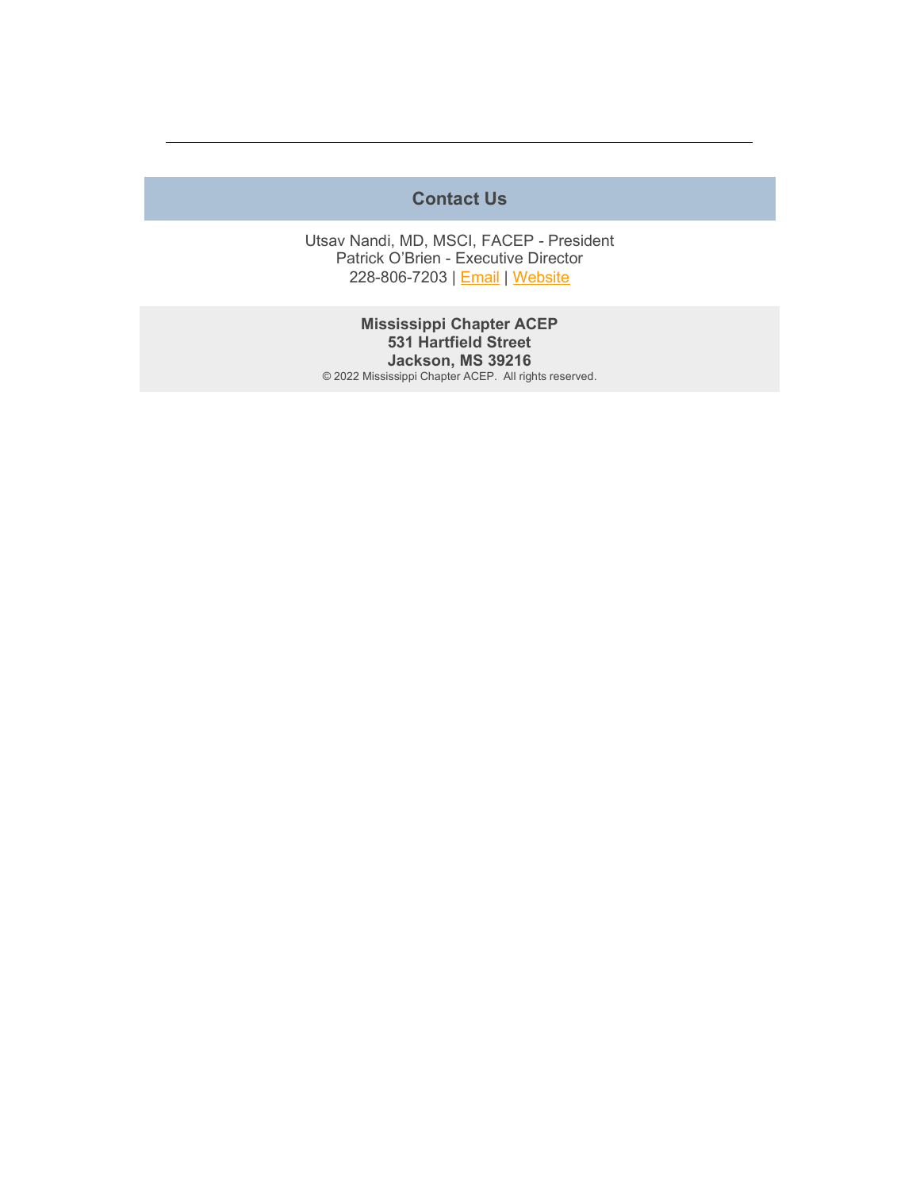---

## Contact Us

Utsav Nandi, MD, MSCI, FACEP - President
Patrick O'Brien - Executive Director
228-806-7203 | Email | Website

**Mississippi Chapter ACEP**
**531 Hartfield Street**
**Jackson, MS 39216**
© 2022 Mississippi Chapter ACEP. All rights reserved.